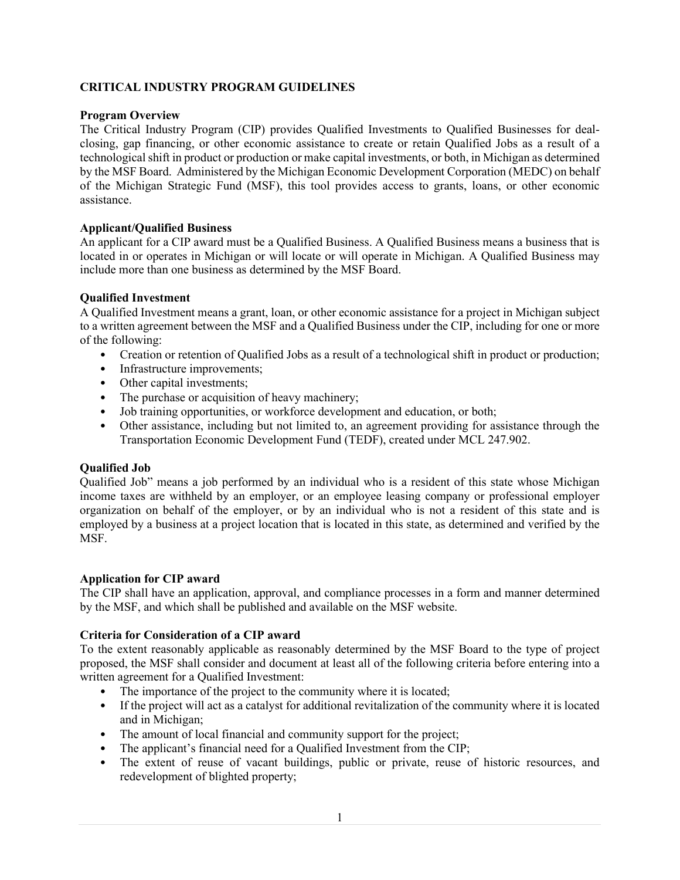# CRITICAL INDUSTRY PROGRAM GUIDELINES

## Program Overview

The Critical Industry Program (CIP) provides Qualified Investments to Qualified Businesses for deal-closing, gap financing, or other economic assistance to create or retain Qualified Jobs as a result of a technological shift in product or production or make capital investments, or both, in Michigan as determined by the MSF Board. Administered by the Michigan Economic Development Corporation (MEDC) on behalf of the Michigan Strategic Fund (MSF), this tool provides access to grants, loans, or other economic assistance.

## Applicant/Qualified Business

An applicant for a CIP award must be a Qualified Business. A Qualified Business means a business that is located in or operates in Michigan or will locate or will operate in Michigan. A Qualified Business may include more than one business as determined by the MSF Board.

## Qualified Investment

A Qualified Investment means a grant, loan, or other economic assistance for a project in Michigan subject to a written agreement between the MSF and a Qualified Business under the CIP, including for one or more of the following:

- Creation or retention of Qualified Jobs as a result of a technological shift in product or production;
- Infrastructure improvements;
- Other capital investments;
- The purchase or acquisition of heavy machinery;
- Job training opportunities, or workforce development and education, or both;
- Other assistance, including but not limited to, an agreement providing for assistance through the Transportation Economic Development Fund (TEDF), created under MCL 247.902.

## Qualified Job

Qualified Job" means a job performed by an individual who is a resident of this state whose Michigan income taxes are withheld by an employer, or an employee leasing company or professional employer organization on behalf of the employer, or by an individual who is not a resident of this state and is employed by a business at a project location that is located in this state, as determined and verified by the MSF.

## Application for CIP award

The CIP shall have an application, approval, and compliance processes in a form and manner determined by the MSF, and which shall be published and available on the MSF website.

## Criteria for Consideration of a CIP award

To the extent reasonably applicable as reasonably determined by the MSF Board to the type of project proposed, the MSF shall consider and document at least all of the following criteria before entering into a written agreement for a Qualified Investment:

- The importance of the project to the community where it is located;
- If the project will act as a catalyst for additional revitalization of the community where it is located and in Michigan;
- The amount of local financial and community support for the project;
- The applicant's financial need for a Qualified Investment from the CIP;
- The extent of reuse of vacant buildings, public or private, reuse of historic resources, and redevelopment of blighted property;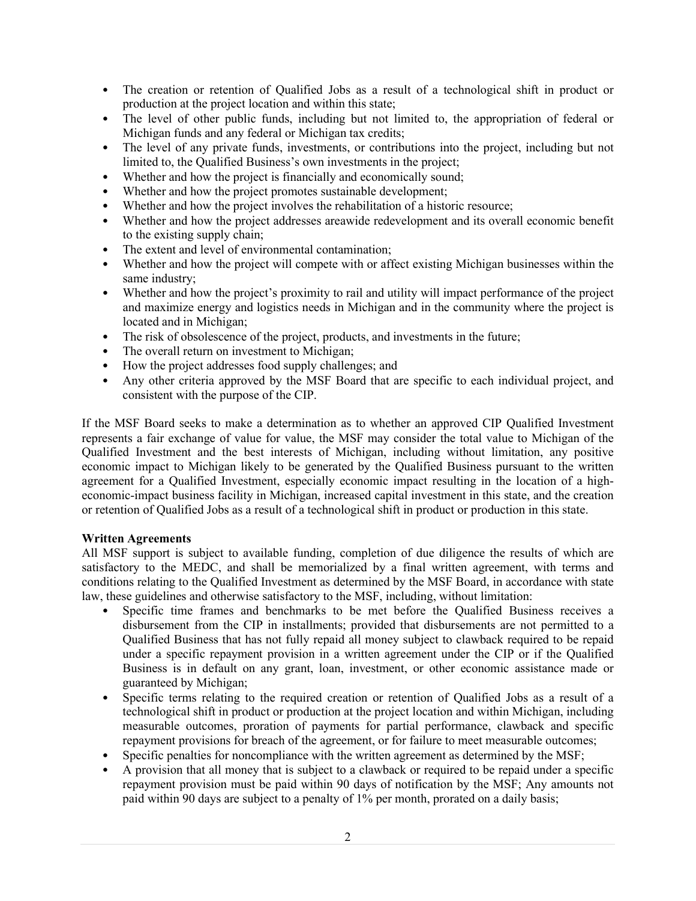- The creation or retention of Qualified Jobs as a result of a technological shift in product or production at the project location and within this state;
- The level of other public funds, including but not limited to, the appropriation of federal or Michigan funds and any federal or Michigan tax credits;
- The level of any private funds, investments, or contributions into the project, including but not limited to, the Qualified Business's own investments in the project;
- Whether and how the project is financially and economically sound;
- Whether and how the project promotes sustainable development;
- Whether and how the project involves the rehabilitation of a historic resource;
- Whether and how the project addresses areawide redevelopment and its overall economic benefit to the existing supply chain;
- The extent and level of environmental contamination;
- Whether and how the project will compete with or affect existing Michigan businesses within the same industry;
- Whether and how the project's proximity to rail and utility will impact performance of the project and maximize energy and logistics needs in Michigan and in the community where the project is located and in Michigan;
- The risk of obsolescence of the project, products, and investments in the future;
- The overall return on investment to Michigan;
- How the project addresses food supply challenges; and
- Any other criteria approved by the MSF Board that are specific to each individual project, and consistent with the purpose of the CIP.

If the MSF Board seeks to make a determination as to whether an approved CIP Qualified Investment represents a fair exchange of value for value, the MSF may consider the total value to Michigan of the Qualified Investment and the best interests of Michigan, including without limitation, any positive economic impact to Michigan likely to be generated by the Qualified Business pursuant to the written agreement for a Qualified Investment, especially economic impact resulting in the location of a high-economic-impact business facility in Michigan, increased capital investment in this state, and the creation or retention of Qualified Jobs as a result of a technological shift in product or production in this state.

**Written Agreements**

All MSF support is subject to available funding, completion of due diligence the results of which are satisfactory to the MEDC, and shall be memorialized by a final written agreement, with terms and conditions relating to the Qualified Investment as determined by the MSF Board, in accordance with state law, these guidelines and otherwise satisfactory to the MSF, including, without limitation:

- Specific time frames and benchmarks to be met before the Qualified Business receives a disbursement from the CIP in installments; provided that disbursements are not permitted to a Qualified Business that has not fully repaid all money subject to clawback required to be repaid under a specific repayment provision in a written agreement under the CIP or if the Qualified Business is in default on any grant, loan, investment, or other economic assistance made or guaranteed by Michigan;
- Specific terms relating to the required creation or retention of Qualified Jobs as a result of a technological shift in product or production at the project location and within Michigan, including measurable outcomes, proration of payments for partial performance, clawback and specific repayment provisions for breach of the agreement, or for failure to meet measurable outcomes;
- Specific penalties for noncompliance with the written agreement as determined by the MSF;
- A provision that all money that is subject to a clawback or required to be repaid under a specific repayment provision must be paid within 90 days of notification by the MSF; Any amounts not paid within 90 days are subject to a penalty of 1% per month, prorated on a daily basis;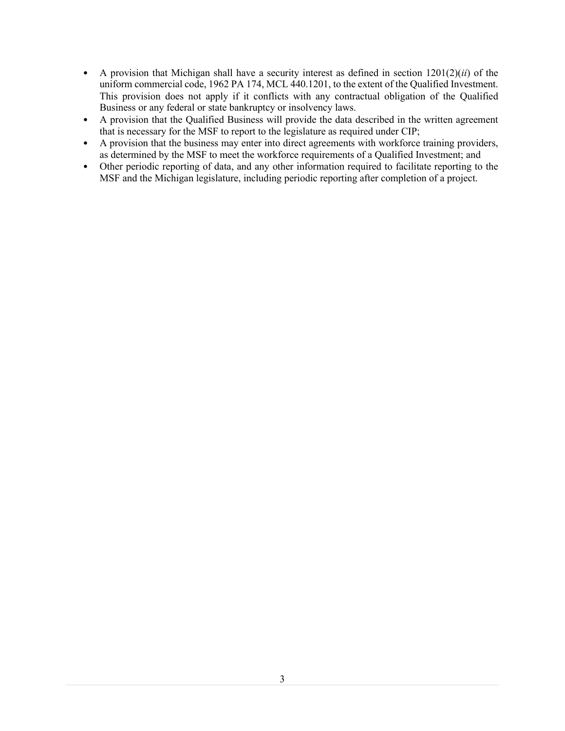- A provision that Michigan shall have a security interest as defined in section 1201(2)(*ii*) of the uniform commercial code, 1962 PA 174, MCL 440.1201, to the extent of the Qualified Investment. This provision does not apply if it conflicts with any contractual obligation of the Qualified Business or any federal or state bankruptcy or insolvency laws.
- A provision that the Qualified Business will provide the data described in the written agreement that is necessary for the MSF to report to the legislature as required under CIP;
- A provision that the business may enter into direct agreements with workforce training providers, as determined by the MSF to meet the workforce requirements of a Qualified Investment; and
- Other periodic reporting of data, and any other information required to facilitate reporting to the MSF and the Michigan legislature, including periodic reporting after completion of a project.